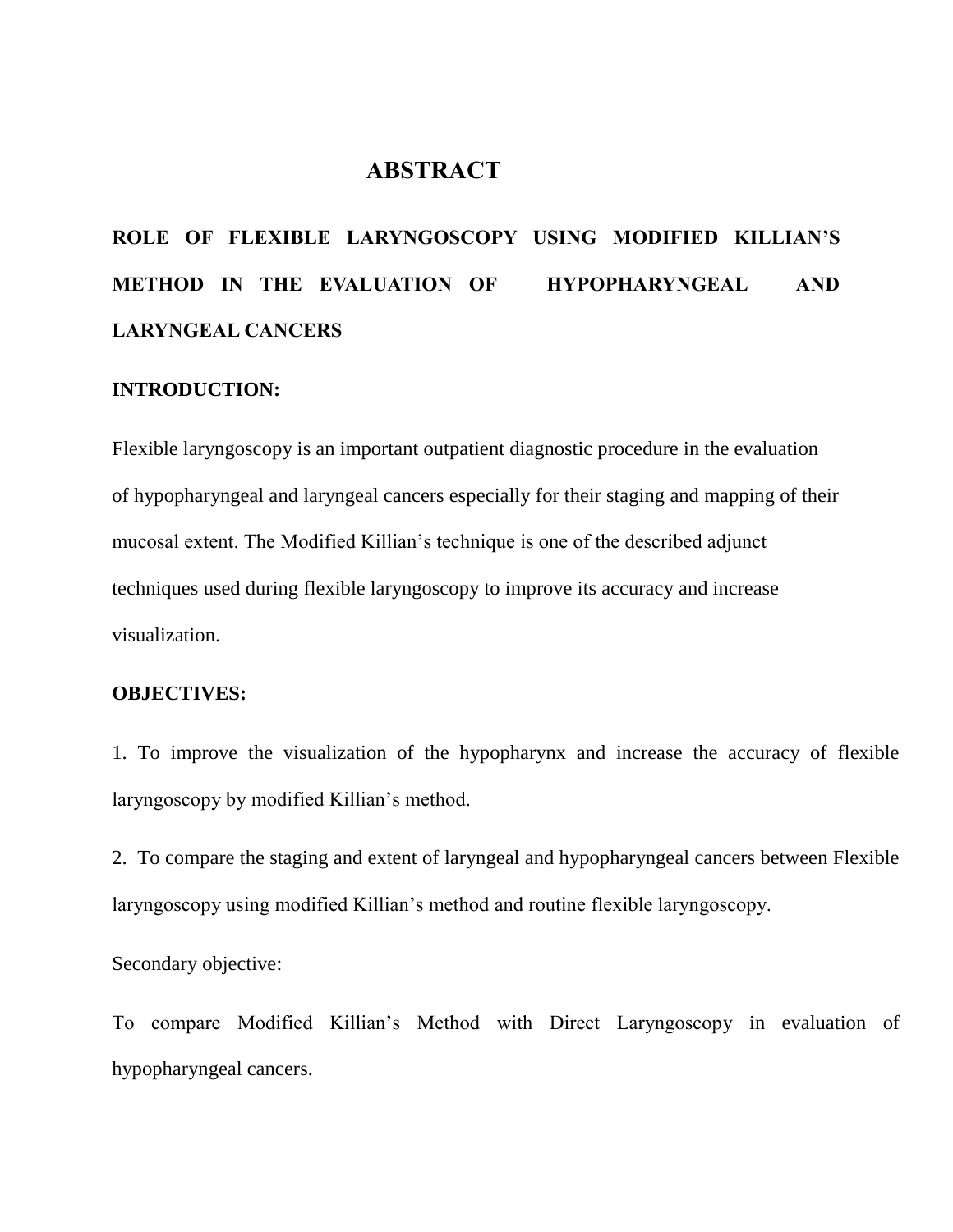# ABSTRACT

## ROLE OF FLEXIBLE LARYNGOSCOPY USING MODIFIED KILLIAN'S METHOD IN THE EVALUATION OF HYPOPHARYNGEAL AND LARYNGEAL CANCERS

**INTRODUCTION:**

Flexible laryngoscopy is an important outpatient diagnostic procedure in the evaluation of hypopharyngeal and laryngeal cancers especially for their staging and mapping of their mucosal extent. The Modified Killian's technique is one of the described adjunct techniques used during flexible laryngoscopy to improve its accuracy and increase visualization.

**OBJECTIVES:**

1. To improve the visualization of the hypopharynx and increase the accuracy of flexible laryngoscopy by modified Killian's method.

2. To compare the staging and extent of laryngeal and hypopharyngeal cancers between Flexible laryngoscopy using modified Killian's method and routine flexible laryngoscopy.

Secondary objective:

To compare Modified Killian's Method with Direct Laryngoscopy in evaluation of hypopharyngeal cancers.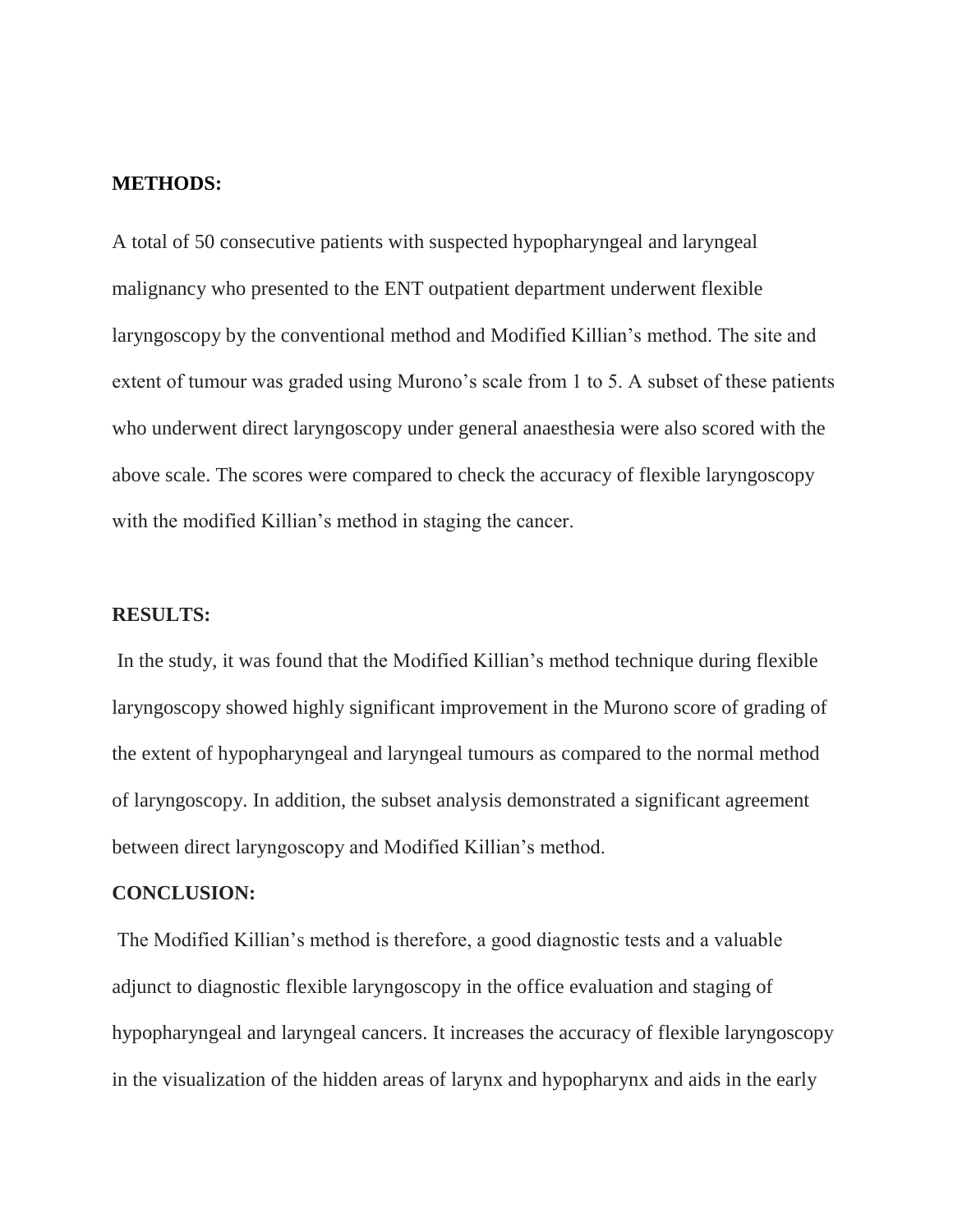**METHODS:**

A total of 50 consecutive patients with suspected hypopharyngeal and laryngeal malignancy who presented to the ENT outpatient department underwent flexible laryngoscopy by the conventional method and Modified Killian's method. The site and extent of tumour was graded using Murono's scale from 1 to 5. A subset of these patients who underwent direct laryngoscopy under general anaesthesia were also scored with the above scale. The scores were compared to check the accuracy of flexible laryngoscopy with the modified Killian's method in staging the cancer.

**RESULTS:**

In the study, it was found that the Modified Killian's method technique during flexible laryngoscopy showed highly significant improvement in the Murono score of grading of the extent of hypopharyngeal and laryngeal tumours as compared to the normal method of laryngoscopy. In addition, the subset analysis demonstrated a significant agreement between direct laryngoscopy and Modified Killian's method.

**CONCLUSION:**

The Modified Killian's method is therefore, a good diagnostic tests and a valuable adjunct to diagnostic flexible laryngoscopy in the office evaluation and staging of hypopharyngeal and laryngeal cancers. It increases the accuracy of flexible laryngoscopy in the visualization of the hidden areas of larynx and hypopharynx and aids in the early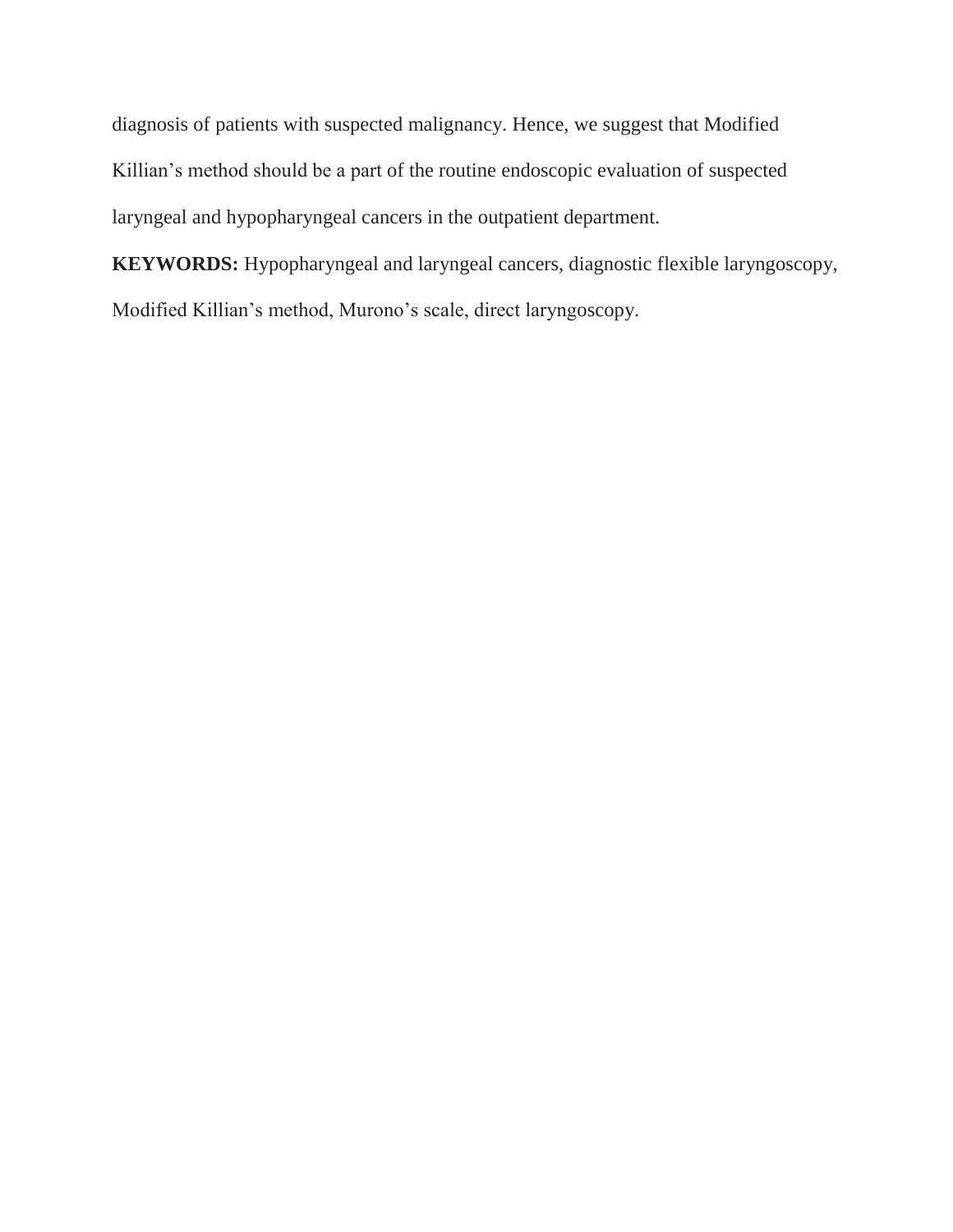diagnosis of patients with suspected malignancy. Hence, we suggest that Modified Killian's method should be a part of the routine endoscopic evaluation of suspected laryngeal and hypopharyngeal cancers in the outpatient department.

**KEYWORDS:** Hypopharyngeal and laryngeal cancers, diagnostic flexible laryngoscopy, Modified Killian's method, Murono's scale, direct laryngoscopy.